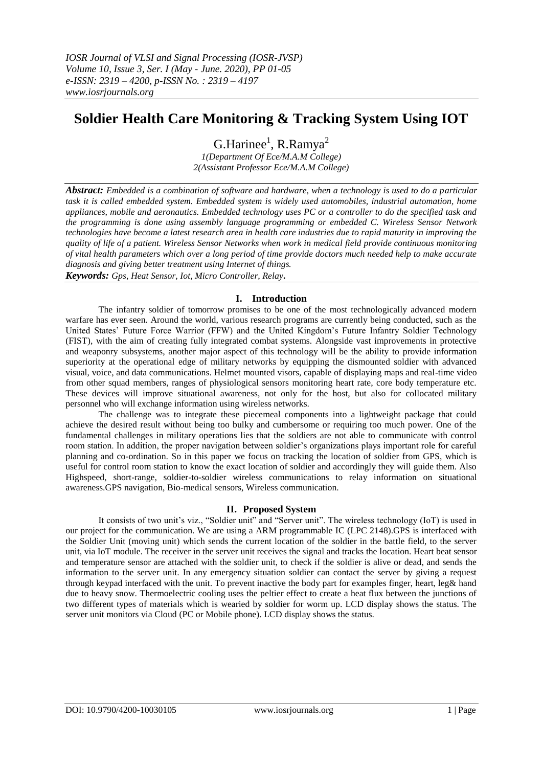# Soldier Health Care Monitoring & Tracking System Using IOT

G.Harinee[1], R.Ramya[2]

*1(Department Of Ece/M.A.M College)*
*2(Assistant Professor Ece/M.A.M College)*

***Abstract:*** *Embedded is a combination of software and hardware, when a technology is used to do a particular task it is called embedded system. Embedded system is widely used automobiles, industrial automation, home appliances, mobile and aeronautics. Embedded technology uses PC or a controller to do the specified task and the programming is done using assembly language programming or embedded C. Wireless Sensor Network technologies have become a latest research area in health care industries due to rapid maturity in improving the quality of life of a patient. Wireless Sensor Networks when work in medical field provide continuous monitoring of vital health parameters which over a long period of time provide doctors much needed help to make accurate diagnosis and giving better treatment using Internet of things.*

***Keywords:*** *Gps, Heat Sensor, Iot, Micro Controller, Relay***.**

## I. Introduction

The infantry soldier of tomorrow promises to be one of the most technologically advanced modern warfare has ever seen. Around the world, various research programs are currently being conducted, such as the United States' Future Force Warrior (FFW) and the United Kingdom's Future Infantry Soldier Technology (FIST), with the aim of creating fully integrated combat systems. Alongside vast improvements in protective and weaponry subsystems, another major aspect of this technology will be the ability to provide information superiority at the operational edge of military networks by equipping the dismounted soldier with advanced visual, voice, and data communications. Helmet mounted visors, capable of displaying maps and real-time video from other squad members, ranges of physiological sensors monitoring heart rate, core body temperature etc. These devices will improve situational awareness, not only for the host, but also for collocated military personnel who will exchange information using wireless networks.

The challenge was to integrate these piecemeal components into a lightweight package that could achieve the desired result without being too bulky and cumbersome or requiring too much power. One of the fundamental challenges in military operations lies that the soldiers are not able to communicate with control room station. In addition, the proper navigation between soldier's organizations plays important role for careful planning and co-ordination. So in this paper we focus on tracking the location of soldier from GPS, which is useful for control room station to know the exact location of soldier and accordingly they will guide them. Also Highspeed, short-range, soldier-to-soldier wireless communications to relay information on situational awareness.GPS navigation, Bio-medical sensors, Wireless communication.

## II. Proposed System

It consists of two unit's viz., "Soldier unit" and "Server unit". The wireless technology (IoT) is used in our project for the communication. We are using a ARM programmable IC (LPC 2148).GPS is interfaced with the Soldier Unit (moving unit) which sends the current location of the soldier in the battle field, to the server unit, via IoT module. The receiver in the server unit receives the signal and tracks the location. Heart beat sensor and temperature sensor are attached with the soldier unit, to check if the soldier is alive or dead, and sends the information to the server unit. In any emergency situation soldier can contact the server by giving a request through keypad interfaced with the unit. To prevent inactive the body part for examples finger, heart, leg& hand due to heavy snow. Thermoelectric cooling uses the peltier effect to create a heat flux between the junctions of two different types of materials which is wearied by soldier for worm up. LCD display shows the status. The server unit monitors via Cloud (PC or Mobile phone). LCD display shows the status.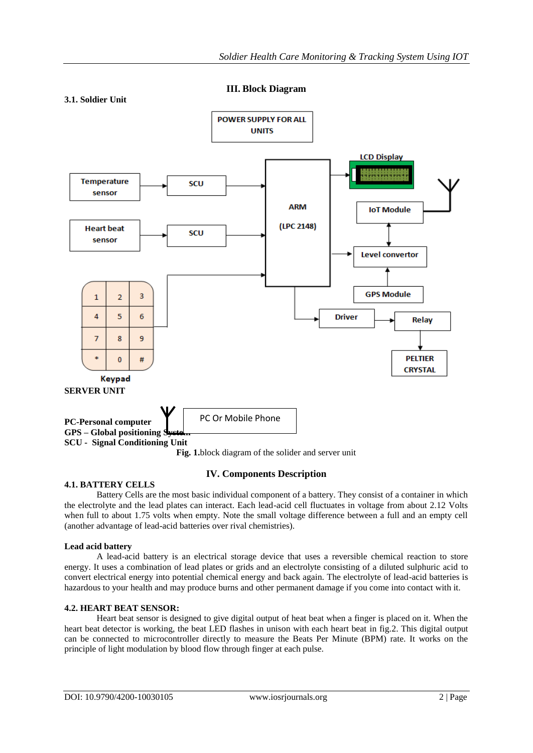## III. Block Diagram

### 3.1. Soldier Unit

POWER SUPPLY FOR ALL UNITS

Temperature sensor → SCU → ARM (LPC 2148)

Heart beat sensor → SCU → ARM (LPC 2148)

Keypad → ARM (LPC 2148)

ARM (LPC 2148) → LCD Display

IoT Module ↔ Level convertor

GPS Module → Level convertor → ARM (LPC 2148)

ARM (LPC 2148) → Driver → Relay → PELTIER CRYSTAL

**SERVER UNIT**

PC Or Mobile Phone

**PC-Personal computer**
**GPS – Global positioning System**
**SCU - Signal Conditioning Unit**

**Fig. 1.**block diagram of the solider and server unit

## IV. Components Description

### 4.1. BATTERY CELLS

Battery Cells are the most basic individual component of a battery. They consist of a container in which the electrolyte and the lead plates can interact. Each lead-acid cell fluctuates in voltage from about 2.12 Volts when full to about 1.75 volts when empty. Note the small voltage difference between a full and an empty cell (another advantage of lead-acid batteries over rival chemistries).

**Lead acid battery**

A lead-acid battery is an electrical storage device that uses a reversible chemical reaction to store energy. It uses a combination of lead plates or grids and an electrolyte consisting of a diluted sulphuric acid to convert electrical energy into potential chemical energy and back again. The electrolyte of lead-acid batteries is hazardous to your health and may produce burns and other permanent damage if you come into contact with it.

### 4.2. HEART BEAT SENSOR:

Heart beat sensor is designed to give digital output of heat beat when a finger is placed on it. When the heart beat detector is working, the beat LED flashes in unison with each heart beat in fig.2. This digital output can be connected to microcontroller directly to measure the Beats Per Minute (BPM) rate. It works on the principle of light modulation by blood flow through finger at each pulse.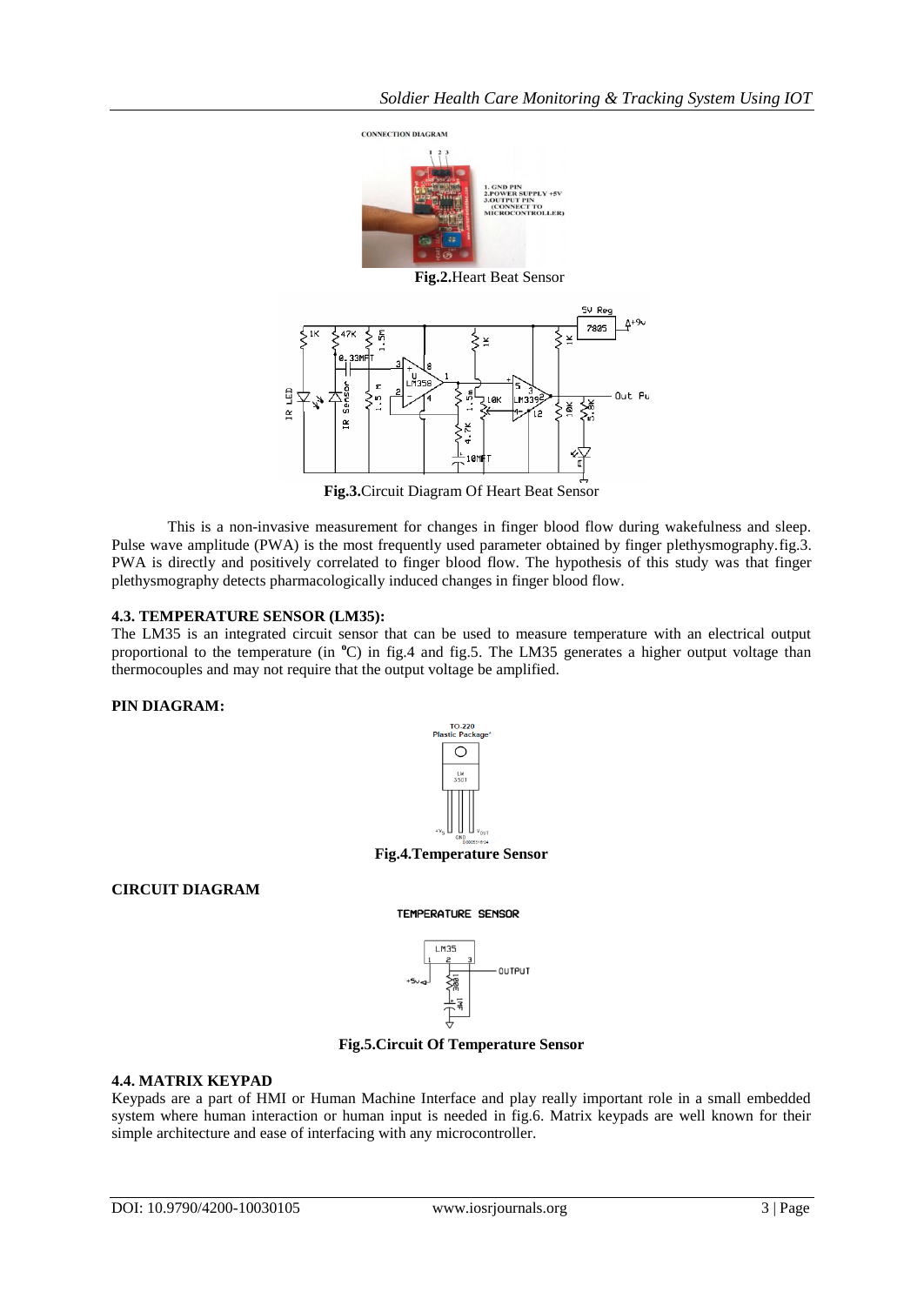**Fig.2.**Heart Beat Sensor

**Fig.3.**Circuit Diagram Of Heart Beat Sensor

This is a non-invasive measurement for changes in finger blood flow during wakefulness and sleep. Pulse wave amplitude (PWA) is the most frequently used parameter obtained by finger plethysmography.fig.3. PWA is directly and positively correlated to finger blood flow. The hypothesis of this study was that finger plethysmography detects pharmacologically induced changes in finger blood flow.

### 4.3. TEMPERATURE SENSOR (LM35):

The LM35 is an integrated circuit sensor that can be used to measure temperature with an electrical output proportional to the temperature (in ºC) in fig.4 and fig.5. The LM35 generates a higher output voltage than thermocouples and may not require that the output voltage be amplified.

**PIN DIAGRAM:**

**Fig.4.Temperature Sensor**

**CIRCUIT DIAGRAM**

**Fig.5.Circuit Of Temperature Sensor**

### 4.4. MATRIX KEYPAD

Keypads are a part of HMI or Human Machine Interface and play really important role in a small embedded system where human interaction or human input is needed in fig.6. Matrix keypads are well known for their simple architecture and ease of interfacing with any microcontroller.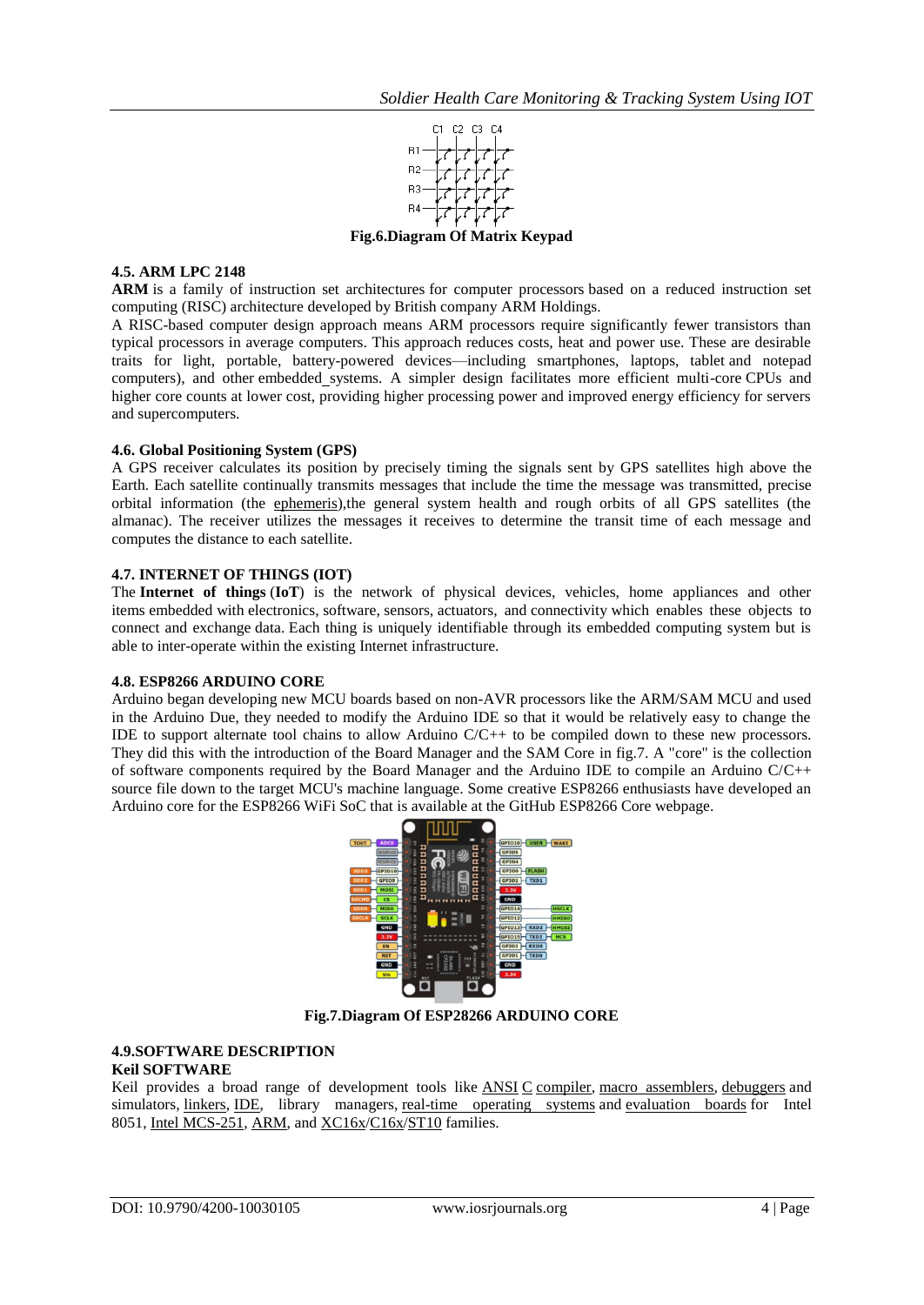**Fig.6.Diagram Of Matrix Keypad**

### 4.5. ARM LPC 2148

**ARM** is a family of instruction set architectures for computer processors based on a reduced instruction set computing (RISC) architecture developed by British company ARM Holdings.

A RISC-based computer design approach means ARM processors require significantly fewer transistors than typical processors in average computers. This approach reduces costs, heat and power use. These are desirable traits for light, portable, battery-powered devices—including smartphones, laptops, tablet and notepad computers), and other embedded systems. A simpler design facilitates more efficient multi-core CPUs and higher core counts at lower cost, providing higher processing power and improved energy efficiency for servers and supercomputers.

### 4.6. Global Positioning System (GPS)

A GPS receiver calculates its position by precisely timing the signals sent by GPS satellites high above the Earth. Each satellite continually transmits messages that include the time the message was transmitted, precise orbital information (the ephemeris),the general system health and rough orbits of all GPS satellites (the almanac). The receiver utilizes the messages it receives to determine the transit time of each message and computes the distance to each satellite.

### 4.7. INTERNET OF THINGS (IOT)

The **Internet of things** (**IoT**) is the network of physical devices, vehicles, home appliances and other items embedded with electronics, software, sensors, actuators, and connectivity which enables these objects to connect and exchange data. Each thing is uniquely identifiable through its embedded computing system but is able to inter-operate within the existing Internet infrastructure.

### 4.8. ESP8266 ARDUINO CORE

Arduino began developing new MCU boards based on non-AVR processors like the ARM/SAM MCU and used in the Arduino Due, they needed to modify the Arduino IDE so that it would be relatively easy to change the IDE to support alternate tool chains to allow Arduino C/C++ to be compiled down to these new processors. They did this with the introduction of the Board Manager and the SAM Core in fig.7. A "core" is the collection of software components required by the Board Manager and the Arduino IDE to compile an Arduino C/C++ source file down to the target MCU's machine language. Some creative ESP8266 enthusiasts have developed an Arduino core for the ESP8266 WiFi SoC that is available at the GitHub ESP8266 Core webpage.

**Fig.7.Diagram Of ESP28266 ARDUINO CORE**

### 4.9.SOFTWARE DESCRIPTION

**Keil SOFTWARE**

Keil provides a broad range of development tools like ANSI C compiler, macro assemblers, debuggers and simulators, linkers, IDE, library managers, real-time operating systems and evaluation boards for Intel 8051, Intel MCS-251, ARM, and XC16x/C16x/ST10 families.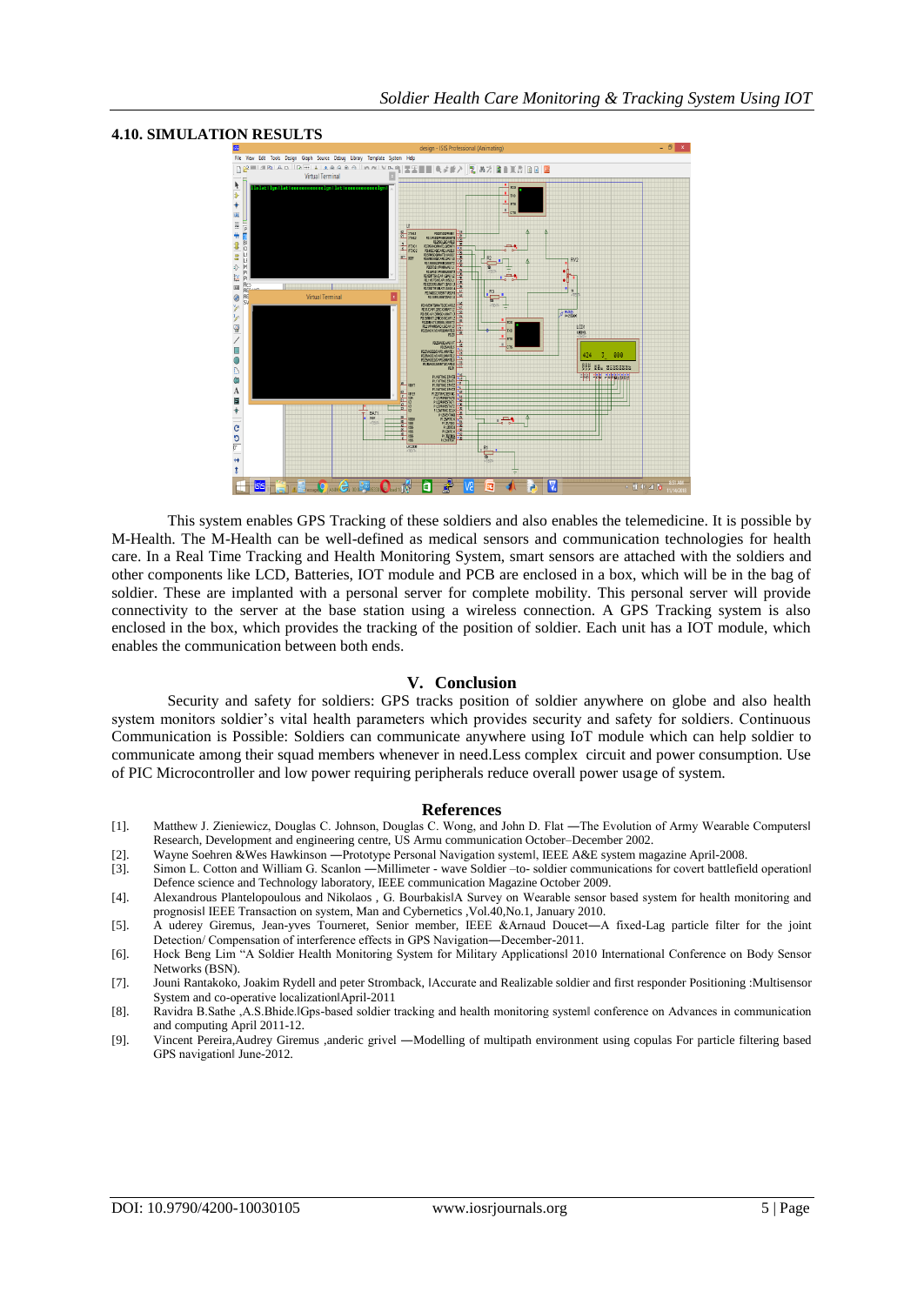### 4.10. SIMULATION RESULTS

This system enables GPS Tracking of these soldiers and also enables the telemedicine. It is possible by M-Health. The M-Health can be well-defined as medical sensors and communication technologies for health care. In a Real Time Tracking and Health Monitoring System, smart sensors are attached with the soldiers and other components like LCD, Batteries, IOT module and PCB are enclosed in a box, which will be in the bag of soldier. These are implanted with a personal server for complete mobility. This personal server will provide connectivity to the server at the base station using a wireless connection. A GPS Tracking system is also enclosed in the box, which provides the tracking of the position of soldier. Each unit has a IOT module, which enables the communication between both ends.

## V. Conclusion

Security and safety for soldiers: GPS tracks position of soldier anywhere on globe and also health system monitors soldier's vital health parameters which provides security and safety for soldiers. Continuous Communication is Possible: Soldiers can communicate anywhere using IoT module which can help soldier to communicate among their squad members whenever in need.Less complex circuit and power consumption. Use of PIC Microcontroller and low power requiring peripherals reduce overall power usage of system.

## References

[1]. Matthew J. Zieniewicz, Douglas C. Johnson, Douglas C. Wong, and John D. Flat ―The Evolution of Army Wearable Computers‖ Research, Development and engineering centre, US Armu communication October–December 2002.

[2]. Wayne Soehren &Wes Hawkinson ―Prototype Personal Navigation system‖, IEEE A&E system magazine April-2008.

[3]. Simon L. Cotton and William G. Scanlon ―Millimeter - wave Soldier –to- soldier communications for covert battlefield operation‖ Defence science and Technology laboratory, IEEE communication Magazine October 2009.

[4]. Alexandrous Plantelopoulous and Nikolaos , G. Bourbakis‖A Survey on Wearable sensor based system for health monitoring and prognosis‖ IEEE Transaction on system, Man and Cybernetics ,Vol.40,No.1, January 2010.

[5]. A uderey Giremus, Jean-yves Tourneret, Senior member, IEEE &Arnaud Doucet―A fixed-Lag particle filter for the joint Detection/ Compensation of interference effects in GPS Navigation―December-2011.

[6]. Hock Beng Lim "A Soldier Health Monitoring System for Military Applications‖ 2010 International Conference on Body Sensor Networks (BSN).

[7]. Jouni Rantakoko, Joakim Rydell and peter Stromback, ‖Accurate and Realizable soldier and first responder Positioning :Multisensor System and co-operative localization‖April-2011

[8]. Ravidra B.Sathe ,A.S.Bhide.‖Gps-based soldier tracking and health monitoring system‖ conference on Advances in communication and computing April 2011-12.

[9]. Vincent Pereira,Audrey Giremus ,anderic grivel ―Modelling of multipath environment using copulas For particle filtering based GPS navigation‖ June-2012.